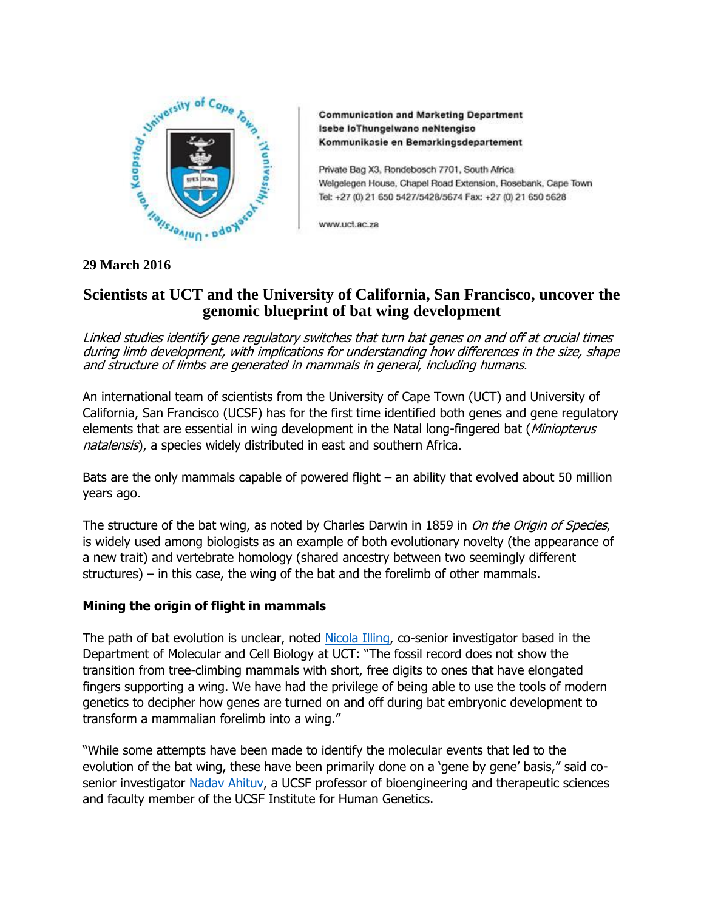Communication and Marketing Department
Isebe loThungelwano neNtengiso
Kommunikasie en Bemarkingsdepartement

Private Bag X3, Rondebosch 7701, South Africa
Welgelegen House, Chapel Road Extension, Rosebank, Cape Town
Tel: +27 (0) 21 650 5427/5428/5674 Fax: +27 (0) 21 650 5628

www.uct.ac.za

**29 March 2016**

# Scientists at UCT and the University of California, San Francisco, uncover the genomic blueprint of bat wing development

*Linked studies identify gene regulatory switches that turn bat genes on and off at crucial times during limb development, with implications for understanding how differences in the size, shape and structure of limbs are generated in mammals in general, including humans.*

An international team of scientists from the University of Cape Town (UCT) and University of California, San Francisco (UCSF) has for the first time identified both genes and gene regulatory elements that are essential in wing development in the Natal long-fingered bat (*Miniopterus natalensis*), a species widely distributed in east and southern Africa.

Bats are the only mammals capable of powered flight – an ability that evolved about 50 million years ago.

The structure of the bat wing, as noted by Charles Darwin in 1859 in *On the Origin of Species*, is widely used among biologists as an example of both evolutionary novelty (the appearance of a new trait) and vertebrate homology (shared ancestry between two seemingly different structures) – in this case, the wing of the bat and the forelimb of other mammals.

## Mining the origin of flight in mammals

The path of bat evolution is unclear, noted Nicola Illing, co-senior investigator based in the Department of Molecular and Cell Biology at UCT: "The fossil record does not show the transition from tree-climbing mammals with short, free digits to ones that have elongated fingers supporting a wing. We have had the privilege of being able to use the tools of modern genetics to decipher how genes are turned on and off during bat embryonic development to transform a mammalian forelimb into a wing."

"While some attempts have been made to identify the molecular events that led to the evolution of the bat wing, these have been primarily done on a 'gene by gene' basis," said co-senior investigator Nadav Ahituv, a UCSF professor of bioengineering and therapeutic sciences and faculty member of the UCSF Institute for Human Genetics.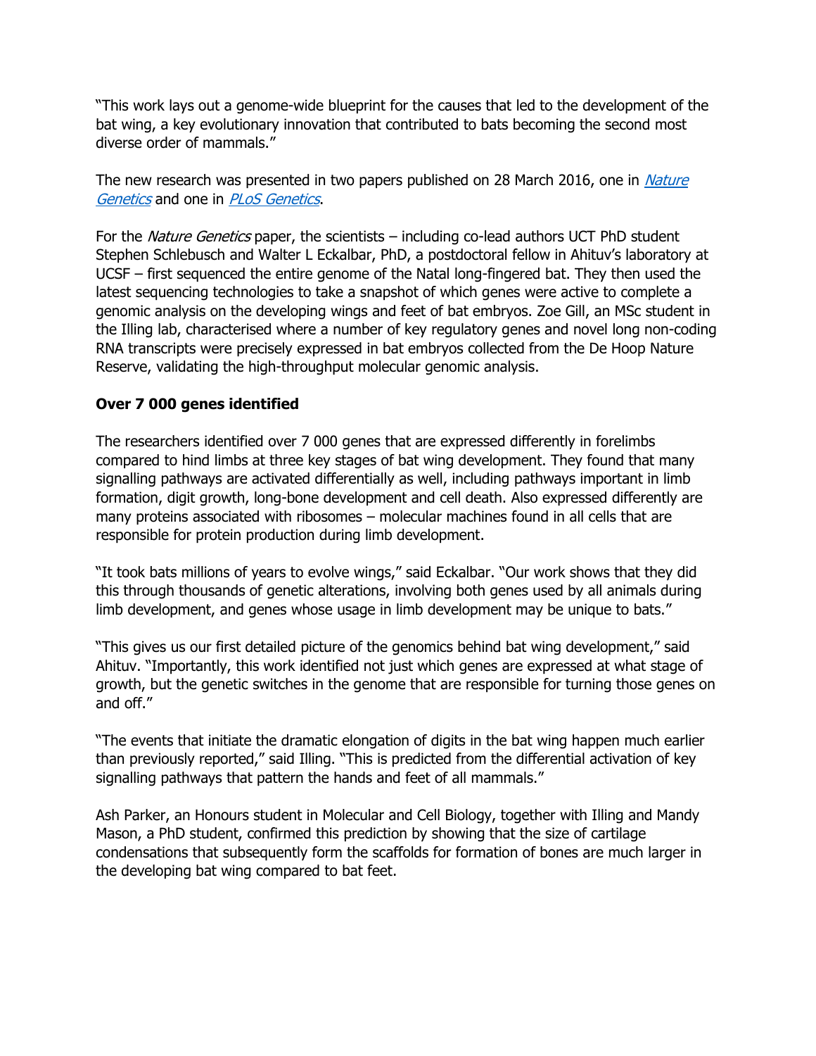"This work lays out a genome-wide blueprint for the causes that led to the development of the bat wing, a key evolutionary innovation that contributed to bats becoming the second most diverse order of mammals."

The new research was presented in two papers published on 28 March 2016, one in *Nature Genetics* and one in *PLoS Genetics*.

For the *Nature Genetics* paper, the scientists – including co-lead authors UCT PhD student Stephen Schlebusch and Walter L Eckalbar, PhD, a postdoctoral fellow in Ahituv's laboratory at UCSF – first sequenced the entire genome of the Natal long-fingered bat. They then used the latest sequencing technologies to take a snapshot of which genes were active to complete a genomic analysis on the developing wings and feet of bat embryos. Zoe Gill, an MSc student in the Illing lab, characterised where a number of key regulatory genes and novel long non-coding RNA transcripts were precisely expressed in bat embryos collected from the De Hoop Nature Reserve, validating the high-throughput molecular genomic analysis.

**Over 7 000 genes identified**

The researchers identified over 7 000 genes that are expressed differently in forelimbs compared to hind limbs at three key stages of bat wing development. They found that many signalling pathways are activated differentially as well, including pathways important in limb formation, digit growth, long-bone development and cell death. Also expressed differently are many proteins associated with ribosomes – molecular machines found in all cells that are responsible for protein production during limb development.

"It took bats millions of years to evolve wings," said Eckalbar. "Our work shows that they did this through thousands of genetic alterations, involving both genes used by all animals during limb development, and genes whose usage in limb development may be unique to bats."

"This gives us our first detailed picture of the genomics behind bat wing development," said Ahituv. "Importantly, this work identified not just which genes are expressed at what stage of growth, but the genetic switches in the genome that are responsible for turning those genes on and off."

"The events that initiate the dramatic elongation of digits in the bat wing happen much earlier than previously reported," said Illing. "This is predicted from the differential activation of key signalling pathways that pattern the hands and feet of all mammals."

Ash Parker, an Honours student in Molecular and Cell Biology, together with Illing and Mandy Mason, a PhD student, confirmed this prediction by showing that the size of cartilage condensations that subsequently form the scaffolds for formation of bones are much larger in the developing bat wing compared to bat feet.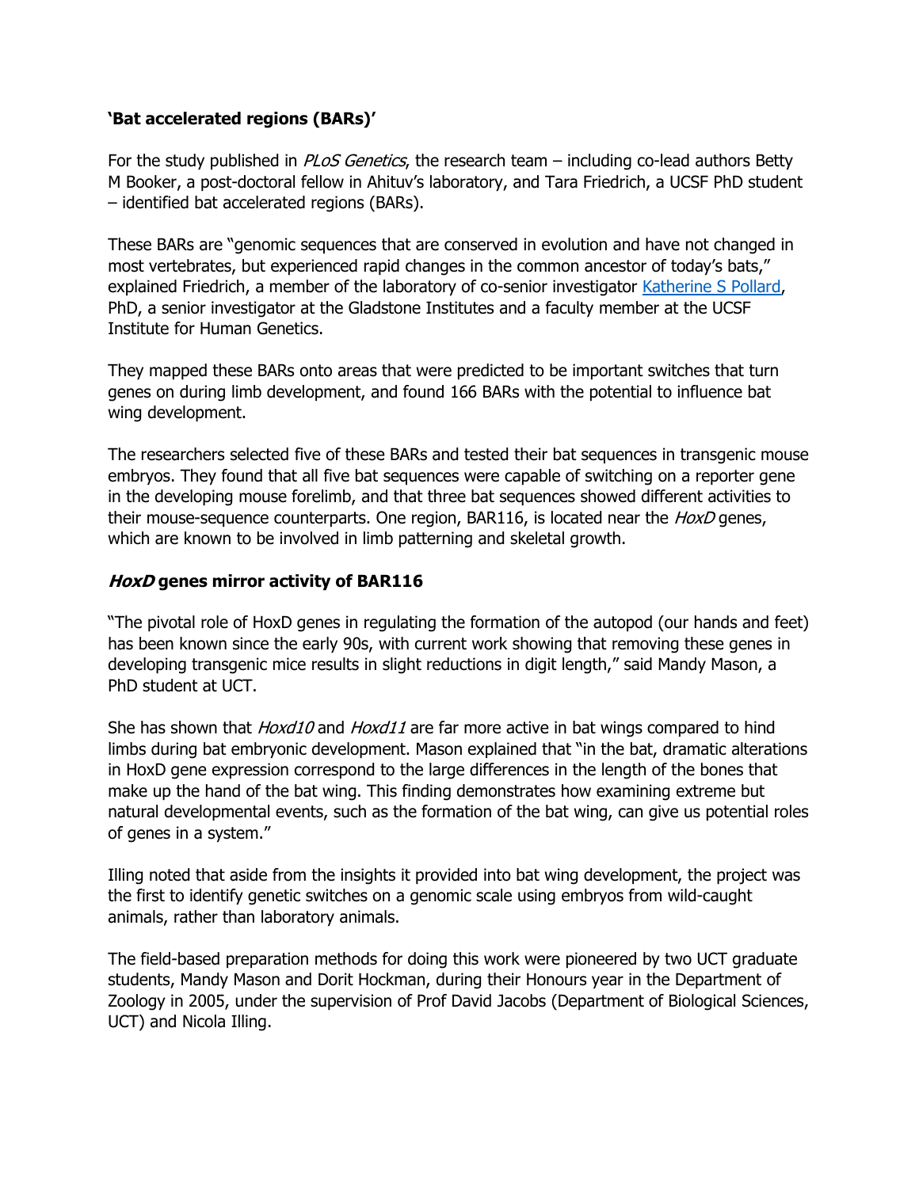### 'Bat accelerated regions (BARs)'

For the study published in *PLoS Genetics*, the research team – including co-lead authors Betty M Booker, a post-doctoral fellow in Ahituv's laboratory, and Tara Friedrich, a UCSF PhD student – identified bat accelerated regions (BARs).

These BARs are "genomic sequences that are conserved in evolution and have not changed in most vertebrates, but experienced rapid changes in the common ancestor of today's bats," explained Friedrich, a member of the laboratory of co-senior investigator Katherine S Pollard, PhD, a senior investigator at the Gladstone Institutes and a faculty member at the UCSF Institute for Human Genetics.

They mapped these BARs onto areas that were predicted to be important switches that turn genes on during limb development, and found 166 BARs with the potential to influence bat wing development.

The researchers selected five of these BARs and tested their bat sequences in transgenic mouse embryos. They found that all five bat sequences were capable of switching on a reporter gene in the developing mouse forelimb, and that three bat sequences showed different activities to their mouse-sequence counterparts. One region, BAR116, is located near the *HoxD* genes, which are known to be involved in limb patterning and skeletal growth.

### ***HoxD* genes mirror activity of BAR116**

"The pivotal role of HoxD genes in regulating the formation of the autopod (our hands and feet) has been known since the early 90s, with current work showing that removing these genes in developing transgenic mice results in slight reductions in digit length," said Mandy Mason, a PhD student at UCT.

She has shown that *Hoxd10* and *Hoxd11* are far more active in bat wings compared to hind limbs during bat embryonic development. Mason explained that "in the bat, dramatic alterations in HoxD gene expression correspond to the large differences in the length of the bones that make up the hand of the bat wing. This finding demonstrates how examining extreme but natural developmental events, such as the formation of the bat wing, can give us potential roles of genes in a system."

Illing noted that aside from the insights it provided into bat wing development, the project was the first to identify genetic switches on a genomic scale using embryos from wild-caught animals, rather than laboratory animals.

The field-based preparation methods for doing this work were pioneered by two UCT graduate students, Mandy Mason and Dorit Hockman, during their Honours year in the Department of Zoology in 2005, under the supervision of Prof David Jacobs (Department of Biological Sciences, UCT) and Nicola Illing.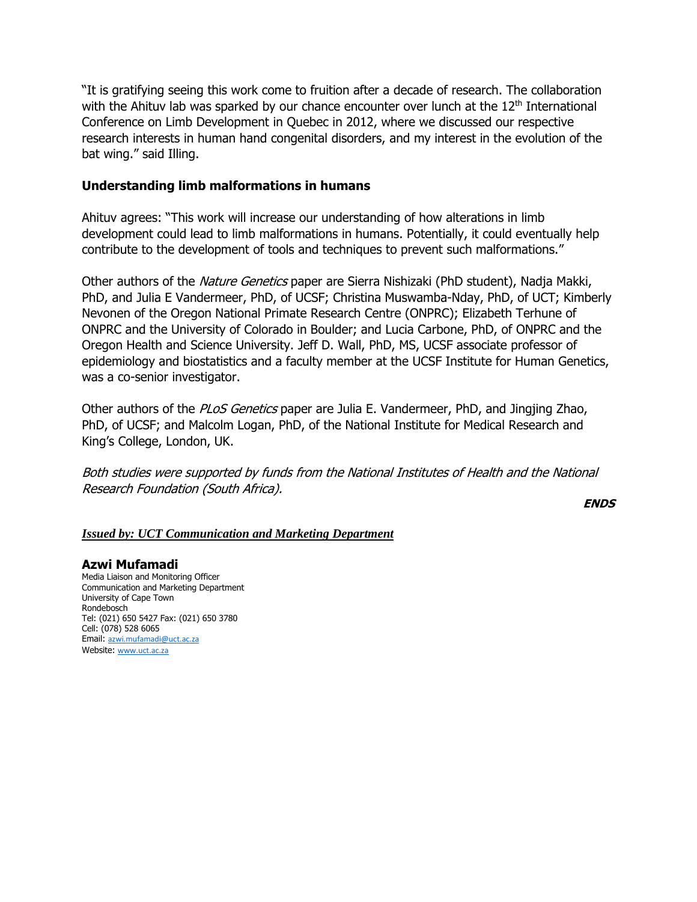"It is gratifying seeing this work come to fruition after a decade of research. The collaboration with the Ahituv lab was sparked by our chance encounter over lunch at the 12th International Conference on Limb Development in Quebec in 2012, where we discussed our respective research interests in human hand congenital disorders, and my interest in the evolution of the bat wing." said Illing.

**Understanding limb malformations in humans**

Ahituv agrees: "This work will increase our understanding of how alterations in limb development could lead to limb malformations in humans. Potentially, it could eventually help contribute to the development of tools and techniques to prevent such malformations."

Other authors of the *Nature Genetics* paper are Sierra Nishizaki (PhD student), Nadja Makki, PhD, and Julia E Vandermeer, PhD, of UCSF; Christina Muswamba-Nday, PhD, of UCT; Kimberly Nevonen of the Oregon National Primate Research Centre (ONPRC); Elizabeth Terhune of ONPRC and the University of Colorado in Boulder; and Lucia Carbone, PhD, of ONPRC and the Oregon Health and Science University. Jeff D. Wall, PhD, MS, UCSF associate professor of epidemiology and biostatistics and a faculty member at the UCSF Institute for Human Genetics, was a co-senior investigator.

Other authors of the *PLoS Genetics* paper are Julia E. Vandermeer, PhD, and Jingjing Zhao, PhD, of UCSF; and Malcolm Logan, PhD, of the National Institute for Medical Research and King's College, London, UK.

*Both studies were supported by funds from the National Institutes of Health and the National Research Foundation (South Africa).*

***ENDS***

***Issued by: UCT Communication and Marketing Department***

**Azwi Mufamadi**
Media Liaison and Monitoring Officer
Communication and Marketing Department
University of Cape Town
Rondebosch
Tel: (021) 650 5427 Fax: (021) 650 3780
Cell: (078) 528 6065
Email: azwi.mufamadi@uct.ac.za
Website: www.uct.ac.za